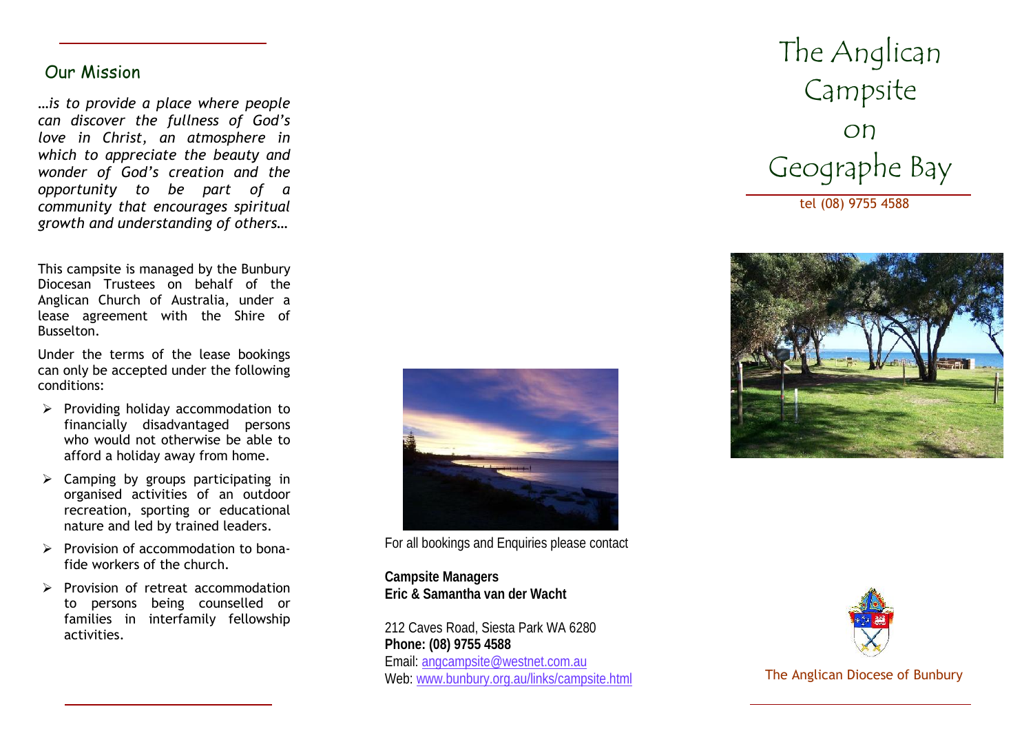## Our Mission

*…is to provide a place where people can discover the fullness of God's love in Christ, an atmosphere in which to appreciate the beauty and wonder of God's creation and the opportunity to be part of a community that encourages spiritual growth and understanding of others…*

This campsite is managed by the Bunbury Diocesan Trustees on behalf of the Anglican Church of Australia, under a lease agreement with the Shire of Busselton.

Under the terms of the lease bookings can only be accepted under the following conditions:

- Providing holiday accommodation to financially disadvantaged persons who would not otherwise be able to afford a holiday away from home.
- Camping by groups participating in organised activities of an outdoor recreation, sporting or educational nature and led by trained leaders.
- Provision of accommodation to bona-fide workers of the church.
- Provision of retreat accommodation to persons being counselled or families in interfamily fellowship activities.

For all bookings and Enquiries please contact

**Campsite Managers**
**Eric & Samantha van der Wacht**

212 Caves Road, Siesta Park WA 6280
**Phone: (08) 9755 4588**
Email: angcampsite@westnet.com.au
Web: www.bunbury.org.au/links/campsite.html

# The Anglican Campsite on Geographe Bay

tel (08) 9755 4588

The Anglican Diocese of Bunbury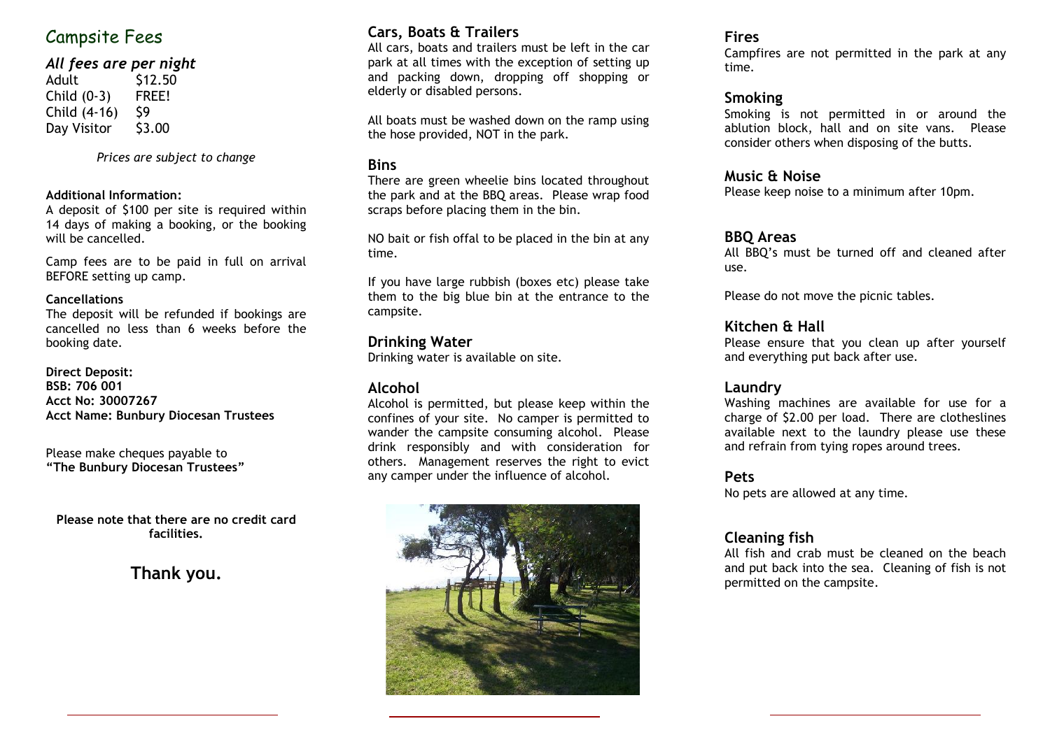# Campsite Fees

## *All fees are per night*

| | |
|---|---|
| Adult | \$12.50 |
| Child (0-3) | FREE! |
| Child (4-16) | \$9 |
| Day Visitor | \$3.00 |

*Prices are subject to change*

**Additional Information:**

A deposit of \$100 per site is required within 14 days of making a booking, or the booking will be cancelled.

Camp fees are to be paid in full on arrival BEFORE setting up camp.

**Cancellations**

The deposit will be refunded if bookings are cancelled no less than 6 weeks before the booking date.

**Direct Deposit:**
**BSB: 706 001**
**Acct No: 30007267**
**Acct Name: Bunbury Diocesan Trustees**

Please make cheques payable to
**"The Bunbury Diocesan Trustees"**

**Please note that there are no credit card facilities.**

## Thank you.

## Cars, Boats & Trailers

All cars, boats and trailers must be left in the car park at all times with the exception of setting up and packing down, dropping off shopping or elderly or disabled persons.

All boats must be washed down on the ramp using the hose provided, NOT in the park.

## Bins

There are green wheelie bins located throughout the park and at the BBQ areas. Please wrap food scraps before placing them in the bin.

NO bait or fish offal to be placed in the bin at any time.

If you have large rubbish (boxes etc) please take them to the big blue bin at the entrance to the campsite.

## Drinking Water

Drinking water is available on site.

## Alcohol

Alcohol is permitted, but please keep within the confines of your site. No camper is permitted to wander the campsite consuming alcohol. Please drink responsibly and with consideration for others. Management reserves the right to evict any camper under the influence of alcohol.

## Fires

Campfires are not permitted in the park at any time.

## Smoking

Smoking is not permitted in or around the ablution block, hall and on site vans. Please consider others when disposing of the butts.

## Music & Noise

Please keep noise to a minimum after 10pm.

## BBQ Areas

All BBQ's must be turned off and cleaned after use.

Please do not move the picnic tables.

## Kitchen & Hall

Please ensure that you clean up after yourself and everything put back after use.

## Laundry

Washing machines are available for use for a charge of \$2.00 per load. There are clotheslines available next to the laundry please use these and refrain from tying ropes around trees.

## Pets

No pets are allowed at any time.

## Cleaning fish

All fish and crab must be cleaned on the beach and put back into the sea. Cleaning of fish is not permitted on the campsite.